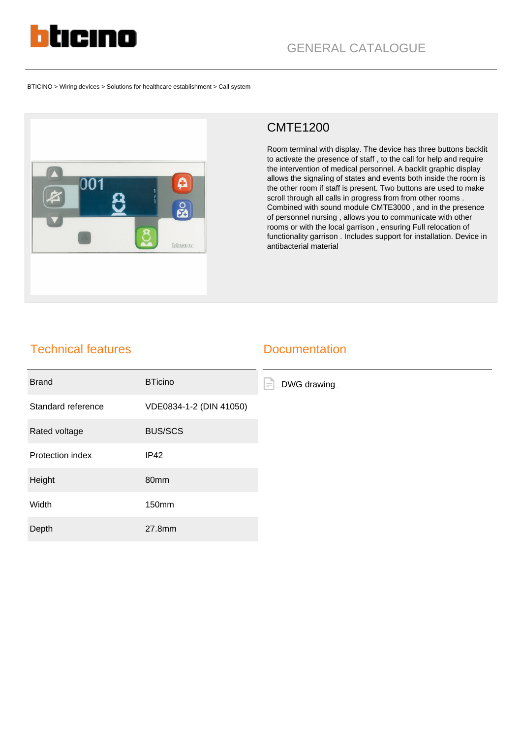GENERAL CATALOGUE

BTICINO > Wiring devices > Solutions for healthcare establishment > Call system

## CMTE1200

Room terminal with display. The device has three buttons backlit to activate the presence of staff , to the call for help and require the intervention of medical personnel. A backlit graphic display allows the signaling of states and events both inside the room is the other room if staff is present. Two buttons are used to make scroll through all calls in progress from from other rooms . Combined with sound module CMTE3000 , and in the presence of personnel nursing , allows you to communicate with other rooms or with the local garrison , ensuring Full relocation of functionality garrison . Includes support for installation. Device in antibacterial material

## Technical features

| | |
|---|---|
| Brand | BTicino |
| Standard reference | VDE0834-1-2 (DIN 41050) |
| Rated voltage | BUS/SCS |
| Protection index | IP42 |
| Height | 80mm |
| Width | 150mm |
| Depth | 27.8mm |

## Documentation

DWG drawing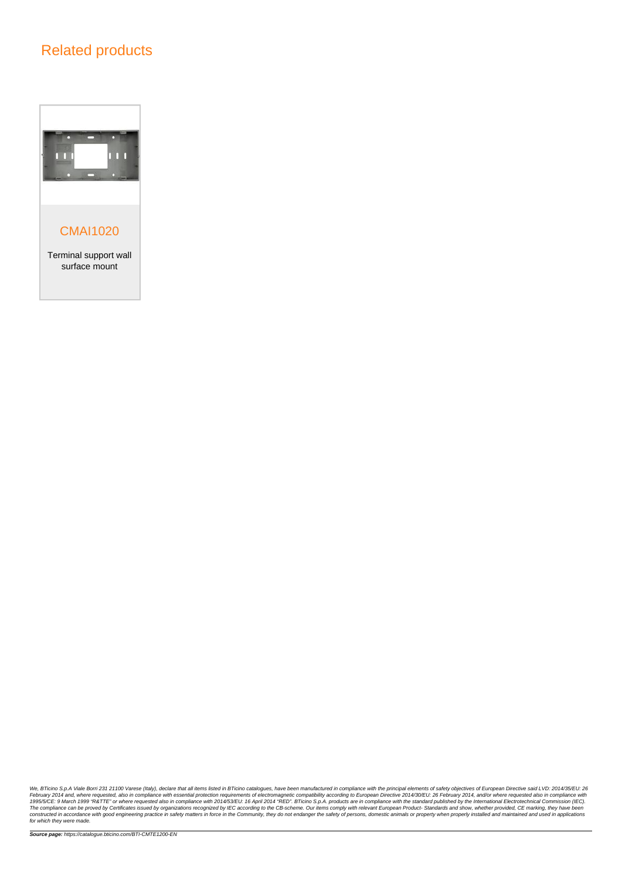## Related products

CMAI1020

Terminal support wall surface mount

We, BTicino S.p.A Viale Borri 231 21100 Varese (Italy), declare that all items listed in BTicino catalogues, have been manufactured in compliance with the principal elements of safety objectives of European Directive said LVD: 2014/35/EU: 26 February 2014 and, where requested, also in compliance with essential protection requirements of electromagnetic compatibility according to European Directive 2014/30/EU: 26 February 2014, and/or where requested also in compliance with 1995/5/CE: 9 March 1999 "R&TTE" or where requested also in compliance with 2014/53/EU: 16 April 2014 "RED". BTicino S.p.A. products are in compliance with the standard published by the International Electrotechnical Commission (IEC). The compliance can be proved by Certificates issued by organizations recognized by IEC according to the CB-scheme. Our items comply with relevant European Product- Standards and show, whether provided, CE marking, they have been constructed in accordance with good engineering practice in safety matters in force in the Community, they do not endanger the safety of persons, domestic animals or property when properly installed and maintained and used in applications for which they were made.

**Source page:** https://catalogue.bticino.com/BTI-CMTE1200-EN